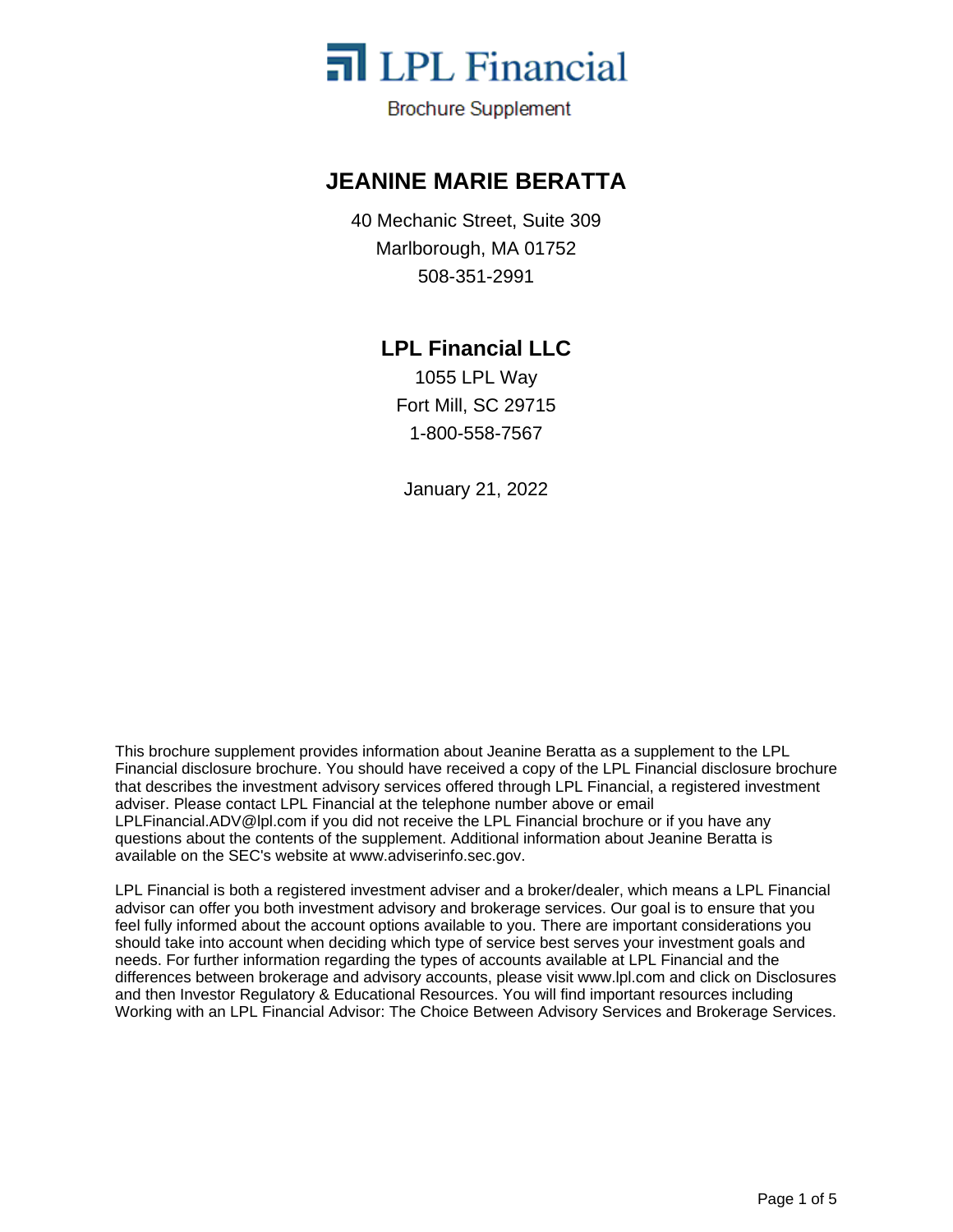LPL Financial

Brochure Supplement

# JEANINE MARIE BERATTA

40 Mechanic Street, Suite 309
Marlborough, MA 01752
508-351-2991

## LPL Financial LLC

1055 LPL Way
Fort Mill, SC 29715
1-800-558-7567

January 21, 2022

This brochure supplement provides information about Jeanine Beratta as a supplement to the LPL Financial disclosure brochure. You should have received a copy of the LPL Financial disclosure brochure that describes the investment advisory services offered through LPL Financial, a registered investment adviser. Please contact LPL Financial at the telephone number above or email LPLFinancial.ADV@lpl.com if you did not receive the LPL Financial brochure or if you have any questions about the contents of the supplement. Additional information about Jeanine Beratta is available on the SEC's website at www.adviserinfo.sec.gov.

LPL Financial is both a registered investment adviser and a broker/dealer, which means a LPL Financial advisor can offer you both investment advisory and brokerage services. Our goal is to ensure that you feel fully informed about the account options available to you. There are important considerations you should take into account when deciding which type of service best serves your investment goals and needs. For further information regarding the types of accounts available at LPL Financial and the differences between brokerage and advisory accounts, please visit www.lpl.com and click on Disclosures and then Investor Regulatory & Educational Resources. You will find important resources including Working with an LPL Financial Advisor: The Choice Between Advisory Services and Brokerage Services.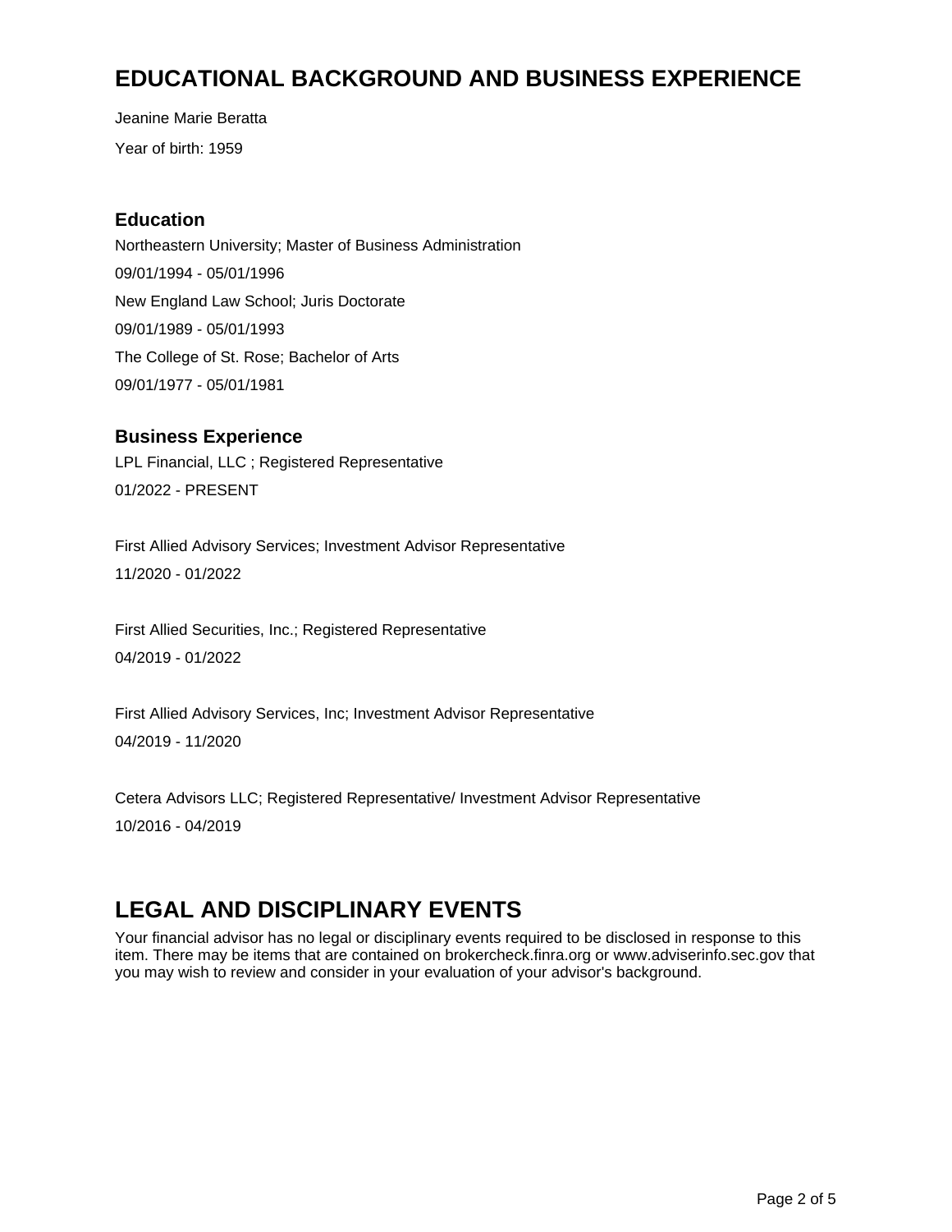# EDUCATIONAL BACKGROUND AND BUSINESS EXPERIENCE

Jeanine Marie Beratta

Year of birth: 1959

## Education

Northeastern University; Master of Business Administration

09/01/1994 - 05/01/1996

New England Law School; Juris Doctorate

09/01/1989 - 05/01/1993

The College of St. Rose; Bachelor of Arts

09/01/1977 - 05/01/1981

## Business Experience

LPL Financial, LLC ; Registered Representative

01/2022 - PRESENT

First Allied Advisory Services; Investment Advisor Representative

11/2020 - 01/2022

First Allied Securities, Inc.; Registered Representative

04/2019 - 01/2022

First Allied Advisory Services, Inc; Investment Advisor Representative

04/2019 - 11/2020

Cetera Advisors LLC; Registered Representative/ Investment Advisor Representative

10/2016 - 04/2019

# LEGAL AND DISCIPLINARY EVENTS

Your financial advisor has no legal or disciplinary events required to be disclosed in response to this item. There may be items that are contained on brokercheck.finra.org or www.adviserinfo.sec.gov that you may wish to review and consider in your evaluation of your advisor's background.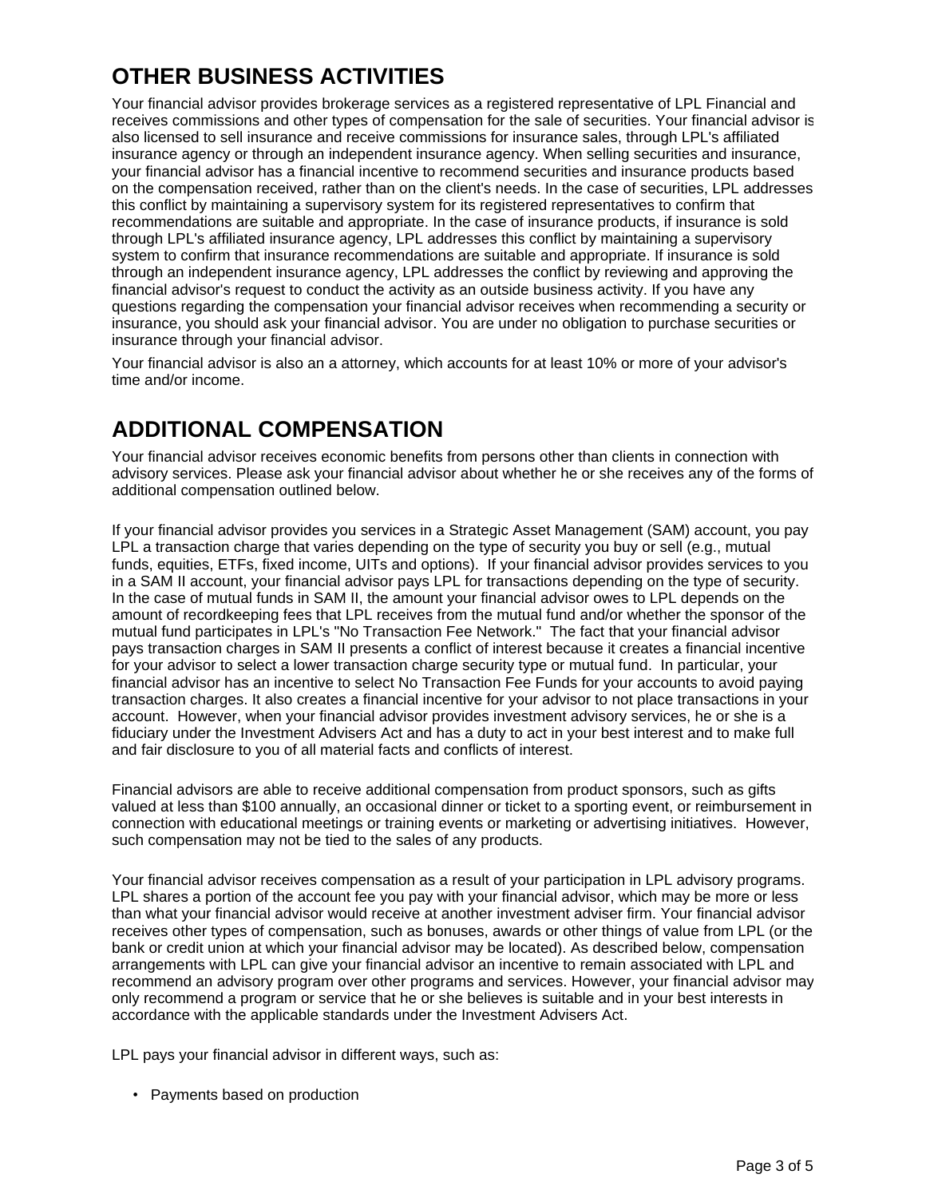## OTHER BUSINESS ACTIVITIES

Your financial advisor provides brokerage services as a registered representative of LPL Financial and receives commissions and other types of compensation for the sale of securities. Your financial advisor is also licensed to sell insurance and receive commissions for insurance sales, through LPL's affiliated insurance agency or through an independent insurance agency. When selling securities and insurance, your financial advisor has a financial incentive to recommend securities and insurance products based on the compensation received, rather than on the client's needs. In the case of securities, LPL addresses this conflict by maintaining a supervisory system for its registered representatives to confirm that recommendations are suitable and appropriate. In the case of insurance products, if insurance is sold through LPL's affiliated insurance agency, LPL addresses this conflict by maintaining a supervisory system to confirm that insurance recommendations are suitable and appropriate. If insurance is sold through an independent insurance agency, LPL addresses the conflict by reviewing and approving the financial advisor's request to conduct the activity as an outside business activity. If you have any questions regarding the compensation your financial advisor receives when recommending a security or insurance, you should ask your financial advisor. You are under no obligation to purchase securities or insurance through your financial advisor.

Your financial advisor is also an a attorney, which accounts for at least 10% or more of your advisor's time and/or income.

## ADDITIONAL COMPENSATION

Your financial advisor receives economic benefits from persons other than clients in connection with advisory services. Please ask your financial advisor about whether he or she receives any of the forms of additional compensation outlined below.

If your financial advisor provides you services in a Strategic Asset Management (SAM) account, you pay LPL a transaction charge that varies depending on the type of security you buy or sell (e.g., mutual funds, equities, ETFs, fixed income, UITs and options). If your financial advisor provides services to you in a SAM II account, your financial advisor pays LPL for transactions depending on the type of security. In the case of mutual funds in SAM II, the amount your financial advisor owes to LPL depends on the amount of recordkeeping fees that LPL receives from the mutual fund and/or whether the sponsor of the mutual fund participates in LPL's "No Transaction Fee Network." The fact that your financial advisor pays transaction charges in SAM II presents a conflict of interest because it creates a financial incentive for your advisor to select a lower transaction charge security type or mutual fund. In particular, your financial advisor has an incentive to select No Transaction Fee Funds for your accounts to avoid paying transaction charges. It also creates a financial incentive for your advisor to not place transactions in your account. However, when your financial advisor provides investment advisory services, he or she is a fiduciary under the Investment Advisers Act and has a duty to act in your best interest and to make full and fair disclosure to you of all material facts and conflicts of interest.

Financial advisors are able to receive additional compensation from product sponsors, such as gifts valued at less than $100 annually, an occasional dinner or ticket to a sporting event, or reimbursement in connection with educational meetings or training events or marketing or advertising initiatives. However, such compensation may not be tied to the sales of any products.

Your financial advisor receives compensation as a result of your participation in LPL advisory programs. LPL shares a portion of the account fee you pay with your financial advisor, which may be more or less than what your financial advisor would receive at another investment adviser firm. Your financial advisor receives other types of compensation, such as bonuses, awards or other things of value from LPL (or the bank or credit union at which your financial advisor may be located). As described below, compensation arrangements with LPL can give your financial advisor an incentive to remain associated with LPL and recommend an advisory program over other programs and services. However, your financial advisor may only recommend a program or service that he or she believes is suitable and in your best interests in accordance with the applicable standards under the Investment Advisers Act.

LPL pays your financial advisor in different ways, such as:

- Payments based on production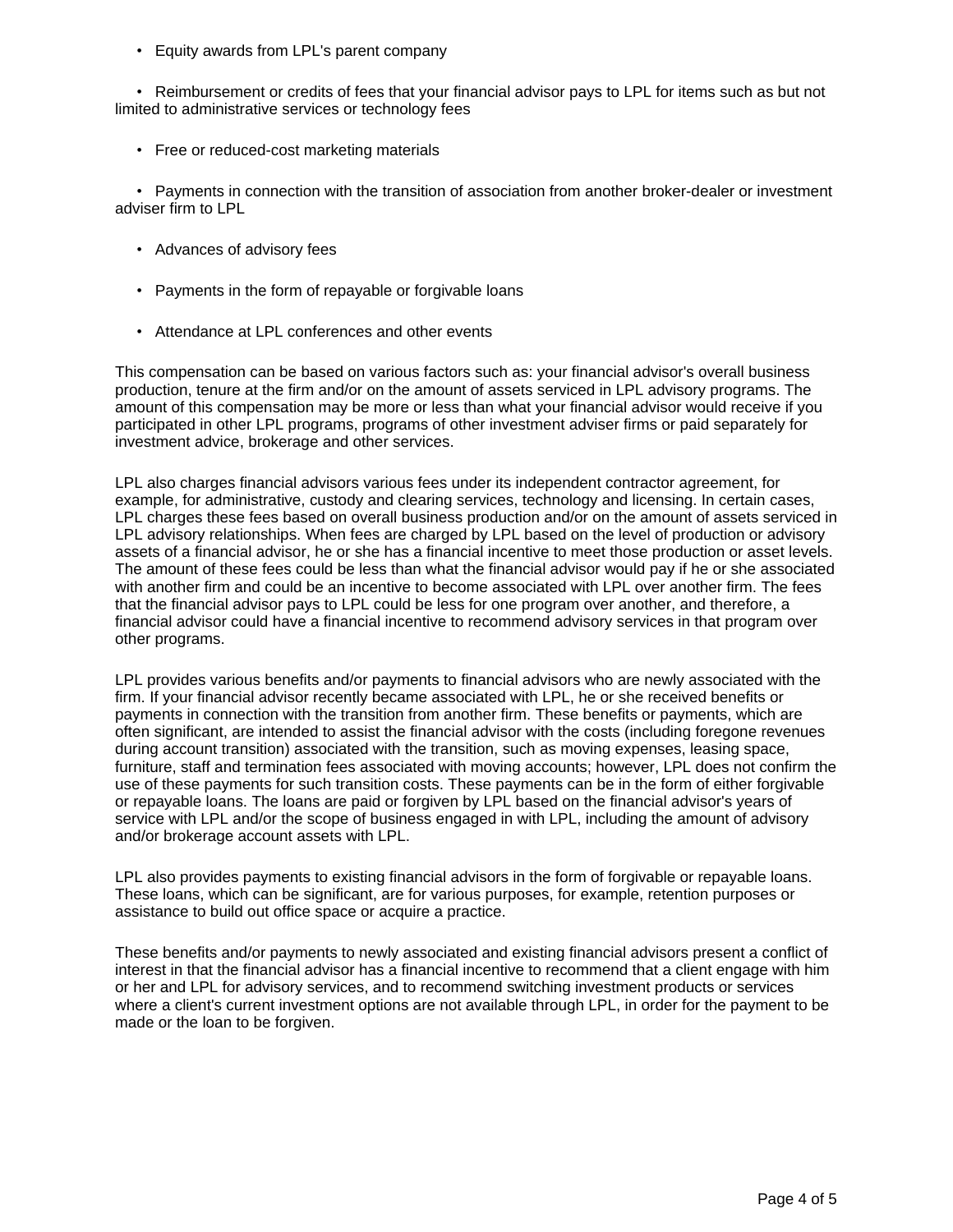- Equity awards from LPL's parent company
- Reimbursement or credits of fees that your financial advisor pays to LPL for items such as but not limited to administrative services or technology fees
- Free or reduced-cost marketing materials
- Payments in connection with the transition of association from another broker-dealer or investment adviser firm to LPL
- Advances of advisory fees
- Payments in the form of repayable or forgivable loans
- Attendance at LPL conferences and other events

This compensation can be based on various factors such as: your financial advisor's overall business production, tenure at the firm and/or on the amount of assets serviced in LPL advisory programs. The amount of this compensation may be more or less than what your financial advisor would receive if you participated in other LPL programs, programs of other investment adviser firms or paid separately for investment advice, brokerage and other services.

LPL also charges financial advisors various fees under its independent contractor agreement, for example, for administrative, custody and clearing services, technology and licensing. In certain cases, LPL charges these fees based on overall business production and/or on the amount of assets serviced in LPL advisory relationships. When fees are charged by LPL based on the level of production or advisory assets of a financial advisor, he or she has a financial incentive to meet those production or asset levels. The amount of these fees could be less than what the financial advisor would pay if he or she associated with another firm and could be an incentive to become associated with LPL over another firm. The fees that the financial advisor pays to LPL could be less for one program over another, and therefore, a financial advisor could have a financial incentive to recommend advisory services in that program over other programs.

LPL provides various benefits and/or payments to financial advisors who are newly associated with the firm. If your financial advisor recently became associated with LPL, he or she received benefits or payments in connection with the transition from another firm. These benefits or payments, which are often significant, are intended to assist the financial advisor with the costs (including foregone revenues during account transition) associated with the transition, such as moving expenses, leasing space, furniture, staff and termination fees associated with moving accounts; however, LPL does not confirm the use of these payments for such transition costs. These payments can be in the form of either forgivable or repayable loans. The loans are paid or forgiven by LPL based on the financial advisor's years of service with LPL and/or the scope of business engaged in with LPL, including the amount of advisory and/or brokerage account assets with LPL.

LPL also provides payments to existing financial advisors in the form of forgivable or repayable loans. These loans, which can be significant, are for various purposes, for example, retention purposes or assistance to build out office space or acquire a practice.

These benefits and/or payments to newly associated and existing financial advisors present a conflict of interest in that the financial advisor has a financial incentive to recommend that a client engage with him or her and LPL for advisory services, and to recommend switching investment products or services where a client's current investment options are not available through LPL, in order for the payment to be made or the loan to be forgiven.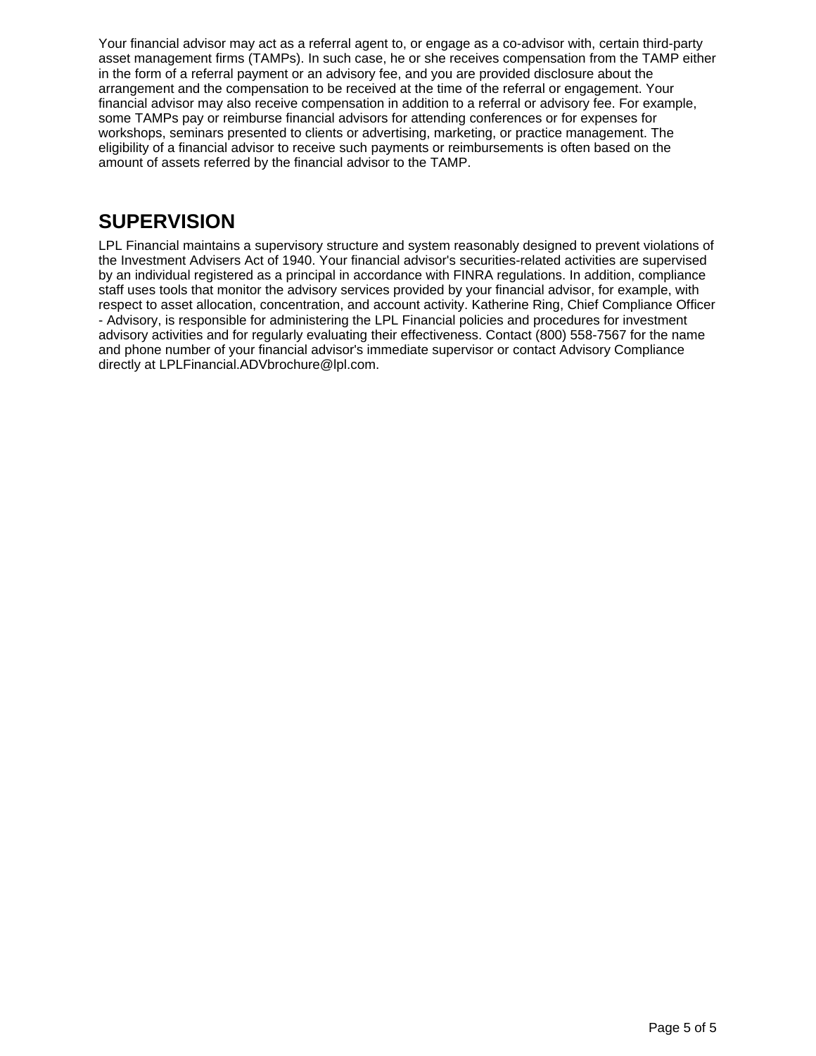Your financial advisor may act as a referral agent to, or engage as a co-advisor with, certain third-party asset management firms (TAMPs). In such case, he or she receives compensation from the TAMP either in the form of a referral payment or an advisory fee, and you are provided disclosure about the arrangement and the compensation to be received at the time of the referral or engagement. Your financial advisor may also receive compensation in addition to a referral or advisory fee. For example, some TAMPs pay or reimburse financial advisors for attending conferences or for expenses for workshops, seminars presented to clients or advertising, marketing, or practice management. The eligibility of a financial advisor to receive such payments or reimbursements is often based on the amount of assets referred by the financial advisor to the TAMP.

## SUPERVISION

LPL Financial maintains a supervisory structure and system reasonably designed to prevent violations of the Investment Advisers Act of 1940. Your financial advisor's securities-related activities are supervised by an individual registered as a principal in accordance with FINRA regulations. In addition, compliance staff uses tools that monitor the advisory services provided by your financial advisor, for example, with respect to asset allocation, concentration, and account activity. Katherine Ring, Chief Compliance Officer - Advisory, is responsible for administering the LPL Financial policies and procedures for investment advisory activities and for regularly evaluating their effectiveness. Contact (800) 558-7567 for the name and phone number of your financial advisor's immediate supervisor or contact Advisory Compliance directly at LPLFinancial.ADVbrochure@lpl.com.